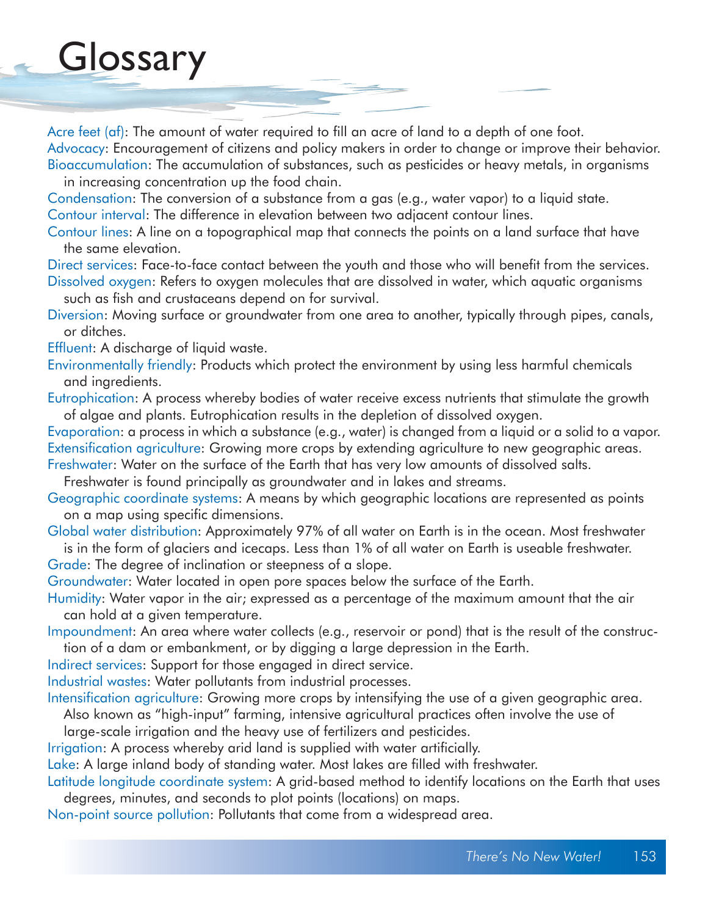# Glossary

**Acre feet (af)**: The amount of water required to fill an acre of land to a depth of one foot.

**Advocacy**: Encouragement of citizens and policy makers in order to change or improve their behavior.

**Bioaccumulation**: The accumulation of substances, such as pesticides or heavy metals, in organisms in increasing concentration up the food chain.

**Condensation**: The conversion of a substance from a gas (e.g., water vapor) to a liquid state.

**Contour interval**: The difference in elevation between two adjacent contour lines.

**Contour lines**: A line on a topographical map that connects the points on a land surface that have the same elevation.

**Direct services**: Face-to-face contact between the youth and those who will benefit from the services.

**Dissolved oxygen**: Refers to oxygen molecules that are dissolved in water, which aquatic organisms such as fish and crustaceans depend on for survival.

**Diversion**: Moving surface or groundwater from one area to another, typically through pipes, canals, or ditches.

**Effluent**: A discharge of liquid waste.

**Environmentally friendly**: Products which protect the environment by using less harmful chemicals and ingredients.

**Eutrophication**: A process whereby bodies of water receive excess nutrients that stimulate the growth of algae and plants. Eutrophication results in the depletion of dissolved oxygen.

**Evaporation**: a process in which a substance (e.g., water) is changed from a liquid or a solid to a vapor.

**Extensification agriculture**: Growing more crops by extending agriculture to new geographic areas.

**Freshwater**: Water on the surface of the Earth that has very low amounts of dissolved salts. Freshwater is found principally as groundwater and in lakes and streams.

**Geographic coordinate systems**: A means by which geographic locations are represented as points on a map using specific dimensions.

**Global water distribution**: Approximately 97% of all water on Earth is in the ocean. Most freshwater is in the form of glaciers and icecaps. Less than 1% of all water on Earth is useable freshwater.

**Grade**: The degree of inclination or steepness of a slope.

**Groundwater**: Water located in open pore spaces below the surface of the Earth.

**Humidity**: Water vapor in the air; expressed as a percentage of the maximum amount that the air can hold at a given temperature.

**Impoundment**: An area where water collects (e.g., reservoir or pond) that is the result of the construction of a dam or embankment, or by digging a large depression in the Earth.

**Indirect services**: Support for those engaged in direct service.

**Industrial wastes**: Water pollutants from industrial processes.

**Intensification agriculture**: Growing more crops by intensifying the use of a given geographic area. Also known as "high-input" farming, intensive agricultural practices often involve the use of large-scale irrigation and the heavy use of fertilizers and pesticides.

**Irrigation**: A process whereby arid land is supplied with water artificially.

**Lake**: A large inland body of standing water. Most lakes are filled with freshwater.

**Latitude longitude coordinate system**: A grid-based method to identify locations on the Earth that uses degrees, minutes, and seconds to plot points (locations) on maps.

**Non-point source pollution**: Pollutants that come from a widespread area.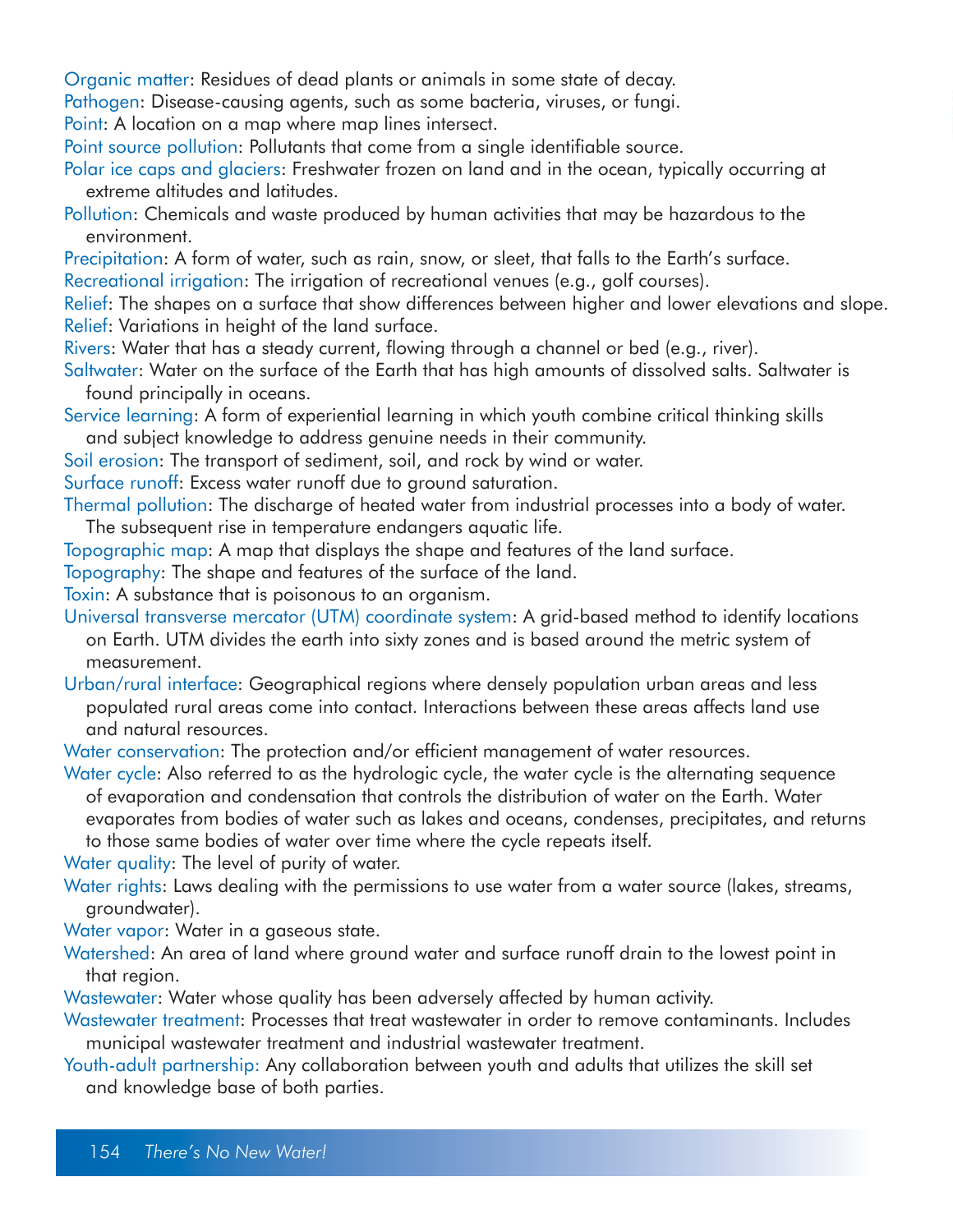Organic matter: Residues of dead plants or animals in some state of decay.

Pathogen: Disease-causing agents, such as some bacteria, viruses, or fungi.

Point: A location on a map where map lines intersect.

Point source pollution: Pollutants that come from a single identifiable source.

Polar ice caps and glaciers: Freshwater frozen on land and in the ocean, typically occurring at extreme altitudes and latitudes.

Pollution: Chemicals and waste produced by human activities that may be hazardous to the environment.

Precipitation: A form of water, such as rain, snow, or sleet, that falls to the Earth's surface.

Recreational irrigation: The irrigation of recreational venues (e.g., golf courses).

Relief: The shapes on a surface that show differences between higher and lower elevations and slope.

Relief: Variations in height of the land surface.

Rivers: Water that has a steady current, flowing through a channel or bed (e.g., river).

Saltwater: Water on the surface of the Earth that has high amounts of dissolved salts. Saltwater is found principally in oceans.

Service learning: A form of experiential learning in which youth combine critical thinking skills and subject knowledge to address genuine needs in their community.

Soil erosion: The transport of sediment, soil, and rock by wind or water.

Surface runoff: Excess water runoff due to ground saturation.

Thermal pollution: The discharge of heated water from industrial processes into a body of water. The subsequent rise in temperature endangers aquatic life.

Topographic map: A map that displays the shape and features of the land surface.

Topography: The shape and features of the surface of the land.

Toxin: A substance that is poisonous to an organism.

Universal transverse mercator (UTM) coordinate system: A grid-based method to identify locations on Earth. UTM divides the earth into sixty zones and is based around the metric system of measurement.

Urban/rural interface: Geographical regions where densely population urban areas and less populated rural areas come into contact. Interactions between these areas affects land use and natural resources.

Water conservation: The protection and/or efficient management of water resources.

Water cycle: Also referred to as the hydrologic cycle, the water cycle is the alternating sequence of evaporation and condensation that controls the distribution of water on the Earth. Water evaporates from bodies of water such as lakes and oceans, condenses, precipitates, and returns to those same bodies of water over time where the cycle repeats itself.

Water quality: The level of purity of water.

Water rights: Laws dealing with the permissions to use water from a water source (lakes, streams, groundwater).

Water vapor: Water in a gaseous state.

Watershed: An area of land where ground water and surface runoff drain to the lowest point in that region.

Wastewater: Water whose quality has been adversely affected by human activity.

Wastewater treatment: Processes that treat wastewater in order to remove contaminants. Includes municipal wastewater treatment and industrial wastewater treatment.

Youth-adult partnership: Any collaboration between youth and adults that utilizes the skill set and knowledge base of both parties.